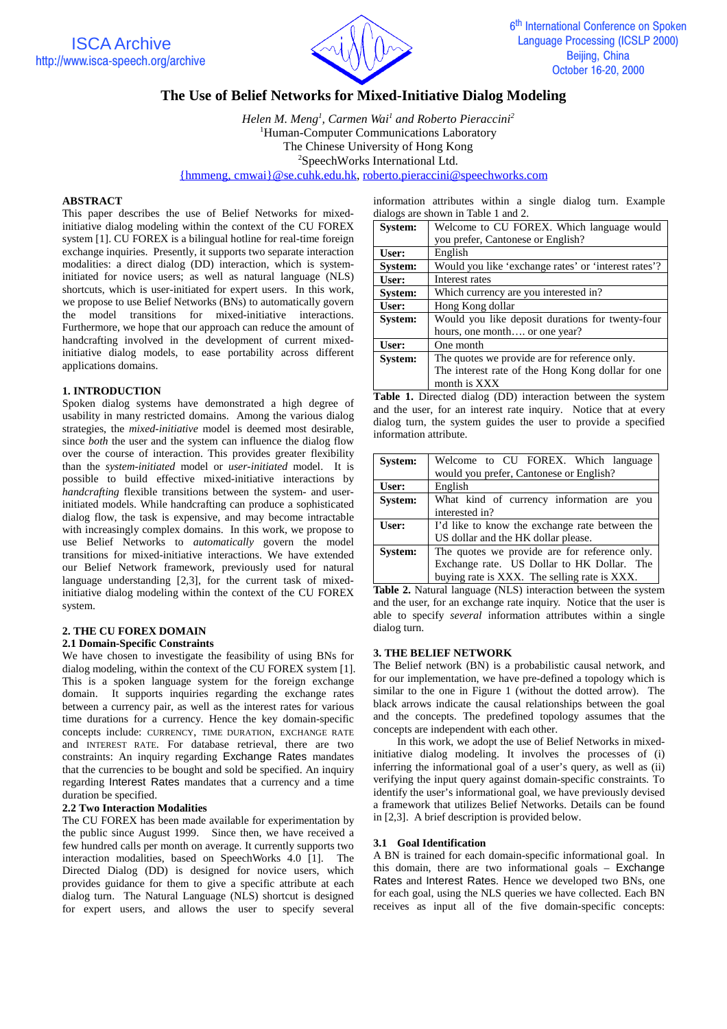# The Use of Belief Networks for Mixed-Initiative Dialog Modeling

*Helen M. Meng[1], Carmen Wai[1] and Roberto Pieraccini[2]*

[1]Human-Computer Communications Laboratory
The Chinese University of Hong Kong
[2]SpeechWorks International Ltd.
{hmmeng, cmwai}@se.cuhk.edu.hk, roberto.pieraccini@speechworks.com

## ABSTRACT

This paper describes the use of Belief Networks for mixed-initiative dialog modeling within the context of the CU FOREX system [1]. CU FOREX is a bilingual hotline for real-time foreign exchange inquiries. Presently, it supports two separate interaction modalities: a direct dialog (DD) interaction, which is system-initiated for novice users; as well as natural language (NLS) shortcuts, which is user-initiated for expert users. In this work, we propose to use Belief Networks (BNs) to automatically govern the model transitions for mixed-initiative interactions. Furthermore, we hope that our approach can reduce the amount of handcrafting involved in the development of current mixed-initiative dialog models, to ease portability across different applications domains.

## 1. INTRODUCTION

Spoken dialog systems have demonstrated a high degree of usability in many restricted domains. Among the various dialog strategies, the *mixed-initiative* model is deemed most desirable, since *both* the user and the system can influence the dialog flow over the course of interaction. This provides greater flexibility than the *system-initiated* model or *user-initiated* model. It is possible to build effective mixed-initiative interactions by *handcrafting* flexible transitions between the system- and user-initiated models. While handcrafting can produce a sophisticated dialog flow, the task is expensive, and may become intractable with increasingly complex domains. In this work, we propose to use Belief Networks to *automatically* govern the model transitions for mixed-initiative interactions. We have extended our Belief Network framework, previously used for natural language understanding [2,3], for the current task of mixed-initiative dialog modeling within the context of the CU FOREX system.

## 2. THE CU FOREX DOMAIN

### 2.1 Domain-Specific Constraints

We have chosen to investigate the feasibility of using BNs for dialog modeling, within the context of the CU FOREX system [1]. This is a spoken language system for the foreign exchange domain. It supports inquiries regarding the exchange rates between a currency pair, as well as the interest rates for various time durations for a currency. Hence the key domain-specific concepts include: CURRENCY, TIME DURATION, EXCHANGE RATE and INTEREST RATE. For database retrieval, there are two constraints: An inquiry regarding Exchange Rates mandates that the currencies to be bought and sold be specified. An inquiry regarding Interest Rates mandates that a currency and a time duration be specified.

### 2.2 Two Interaction Modalities

The CU FOREX has been made available for experimentation by the public since August 1999. Since then, we have received a few hundred calls per month on average. It currently supports two interaction modalities, based on SpeechWorks 4.0 [1]. The Directed Dialog (DD) is designed for novice users, which provides guidance for them to give a specific attribute at each dialog turn. The Natural Language (NLS) shortcut is designed for expert users, and allows the user to specify several information attributes within a single dialog turn. Example dialogs are shown in Table 1 and 2.

| | |
|---|---|
| **System:** | Welcome to CU FOREX. Which language would you prefer, Cantonese or English? |
| **User:** | English |
| **System:** | Would you like 'exchange rates' or 'interest rates'? |
| **User:** | Interest rates |
| **System:** | Which currency are you interested in? |
| **User:** | Hong Kong dollar |
| **System:** | Would you like deposit durations for twenty-four hours, one month…. or one year? |
| **User:** | One month |
| **System:** | The quotes we provide are for reference only. The interest rate of the Hong Kong dollar for one month is XXX |

**Table 1.** Directed dialog (DD) interaction between the system and the user, for an interest rate inquiry. Notice that at every dialog turn, the system guides the user to provide a specified information attribute.

| | |
|---|---|
| **System:** | Welcome to CU FOREX. Which language would you prefer, Cantonese or English? |
| **User:** | English |
| **System:** | What kind of currency information are you interested in? |
| **User:** | I'd like to know the exchange rate between the US dollar and the HK dollar please. |
| **System:** | The quotes we provide are for reference only. Exchange rate. US Dollar to HK Dollar. The buying rate is XXX. The selling rate is XXX. |

**Table 2.** Natural language (NLS) interaction between the system and the user, for an exchange rate inquiry. Notice that the user is able to specify *several* information attributes within a single dialog turn.

## 3. THE BELIEF NETWORK

The Belief network (BN) is a probabilistic causal network, and for our implementation, we have pre-defined a topology which is similar to the one in Figure 1 (without the dotted arrow). The black arrows indicate the causal relationships between the goal and the concepts. The predefined topology assumes that the concepts are independent with each other.

In this work, we adopt the use of Belief Networks in mixed-initiative dialog modeling. It involves the processes of (i) inferring the informational goal of a user's query, as well as (ii) verifying the input query against domain-specific constraints. To identify the user's informational goal, we have previously devised a framework that utilizes Belief Networks. Details can be found in [2,3]. A brief description is provided below.

### 3.1 Goal Identification

A BN is trained for each domain-specific informational goal. In this domain, there are two informational goals – Exchange Rates and Interest Rates. Hence we developed two BNs, one for each goal, using the NLS queries we have collected. Each BN receives as input all of the five domain-specific concepts: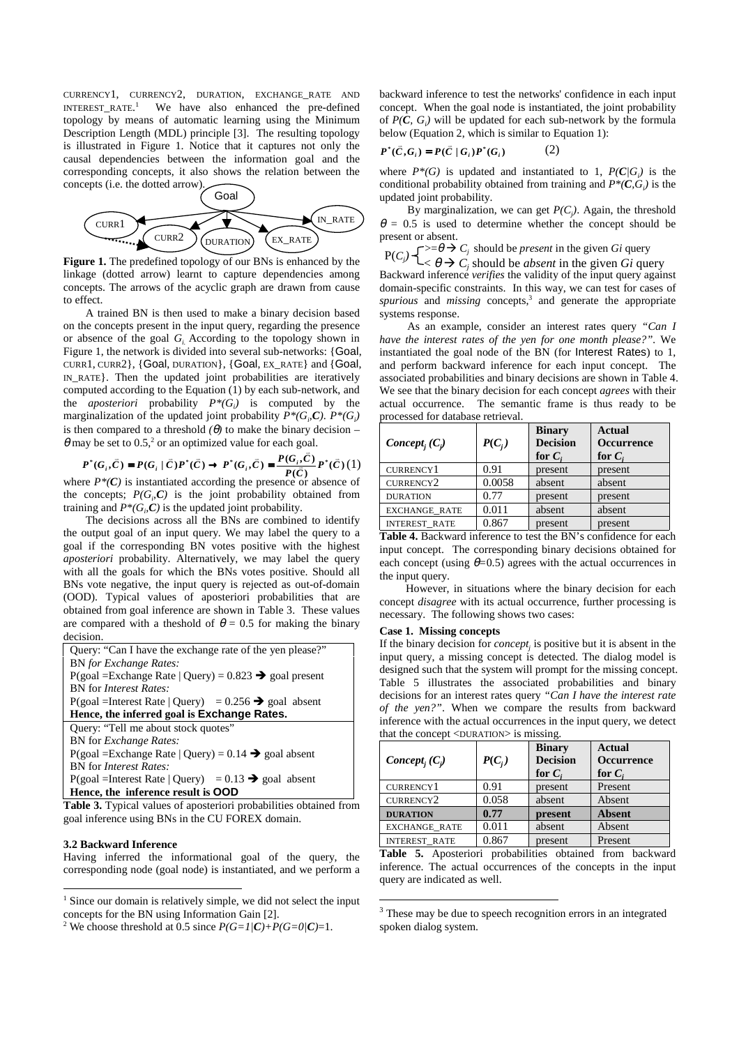CURRENCY1, CURRENCY2, DURATION, EXCHANGE_RATE AND INTEREST_RATE.[1] We have also enhanced the pre-defined topology by means of automatic learning using the Minimum Description Length (MDL) principle [3]. The resulting topology is illustrated in Figure 1. Notice that it captures not only the causal dependencies between the information goal and the corresponding concepts, it also shows the relation between the concepts (i.e. the dotted arrow).

**Figure 1.** The predefined topology of our BNs is enhanced by the linkage (dotted arrow) learnt to capture dependencies among concepts. The arrows of the acyclic graph are drawn from cause to effect.

A trained BN is then used to make a binary decision based on the concepts present in the input query, regarding the presence or absence of the goal $G_i$. According to the topology shown in Figure 1, the network is divided into several sub-networks: {Goal, CURR1, CURR2}, {Goal, DURATION}, {Goal, EX_RATE} and {Goal, IN_RATE}. Then the updated joint probabilities are iteratively computed according to the Equation (1) by each sub-network, and the *aposteriori* probability $P^*(G_i)$ is computed by the marginalization of the updated joint probability $P^*(G_i,\mathbf{C})$. $P^*(G_i)$ is then compared to a threshold ($\theta$) to make the binary decision – $\theta$ may be set to 0.5,[2] or an optimized value for each goal.

$$P^*(G_i,\vec{C}) = P(G_i \mid \vec{C})P^*(\vec{C}) \rightarrow P^*(G_i,\vec{C}) = \frac{P(G_i,\vec{C})}{P(\vec{C})}P^*(\vec{C}) \quad (1)$$

where $P^*(\mathbf{C})$ is instantiated according the presence or absence of the concepts; $P(G_i,\mathbf{C})$ is the joint probability obtained from training and $P^*(G_i,\mathbf{C})$ is the updated joint probability.

The decisions across all the BNs are combined to identify the output goal of an input query. We may label the query to a goal if the corresponding BN votes positive with the highest *aposteriori* probability. Alternatively, we may label the query with all the goals for which the BNs votes positive. Should all BNs vote negative, the input query is rejected as out-of-domain (OOD). Typical values of aposteriori probabilities that are obtained from goal inference are shown in Table 3. These values are compared with a theshold of $\theta$ = 0.5 for making the binary decision.

| Query: "Can I have the exchange rate of the yen please?" |
|---|
| BN *for Exchange Rates:* |
| P(goal =Exchange Rate \| Query) = 0.823 ➔ goal present |
| BN for *Interest Rates:* |
| P(goal =Interest Rate \| Query) = 0.256 ➔ goal absent |
| **Hence, the inferred goal is Exchange Rates.** |
| Query: "Tell me about stock quotes" |
| BN for *Exchange Rates:* |
| P(goal =Exchange Rate \| Query) = 0.14 ➔ goal absent |
| BN for *Interest Rates:* |
| P(goal =Interest Rate \| Query) = 0.13 ➔ goal absent |
| **Hence, the inference result is OOD** |

**Table 3.** Typical values of aposteriori probabilities obtained from goal inference using BNs in the CU FOREX domain.

### 3.2 Backward Inference

Having inferred the informational goal of the query, the corresponding node (goal node) is instantiated, and we perform a backward inference to test the networks' confidence in each input concept. When the goal node is instantiated, the joint probability of $P(\mathbf{C}, G_i)$ will be updated for each sub-network by the formula below (Equation 2, which is similar to Equation 1):

$$P^*(\vec{C},G_i) = P(\vec{C} \mid G_i)P^*(G_i) \quad (2)$$

where $P^*(G)$ is updated and instantiated to 1, $P(\mathbf{C}|G_i)$ is the conditional probability obtained from training and $P^*(\mathbf{C},G_i)$ is the updated joint probability.

By marginalization, we can get $P(C_j)$. Again, the threshold $\theta$ = 0.5 is used to determine whether the concept should be present or absent.

$$P(C_j)\begin{cases} >=\theta \rightarrow C_j \text{ should be } \textit{present} \text{ in the given } G_i \text{ query} \\ <\theta \rightarrow C_j \text{ should be } \textit{absent} \text{ in the given } G_i \text{ query} \end{cases}$$

Backward inference *verifies* the validity of the input query against domain-specific constraints. In this way, we can test for cases of *spurious* and *missing* concepts,[3] and generate the appropriate systems response.

As an example, consider an interest rates query *"Can I have the interest rates of the yen for one month please?"*. We instantiated the goal node of the BN (for Interest Rates) to 1, and perform backward inference for each input concept. The associated probabilities and binary decisions are shown in Table 4. We see that the binary decision for each concept *agrees* with their actual occurrence. The semantic frame is thus ready to be processed for database retrieval.

| ***Concept$_j$ ($C_j$)*** | ***$P(C_j)$*** | **Binary Decision for $C_j$** | **Actual Occurrence for $C_j$** |
|---|---|---|---|
| CURRENCY1 | 0.91 | present | present |
| CURRENCY2 | 0.0058 | absent | absent |
| DURATION | 0.77 | present | present |
| EXCHANGE_RATE | 0.011 | absent | absent |
| INTEREST_RATE | 0.867 | present | present |

**Table 4.** Backward inference to test the BN's confidence for each input concept. The corresponding binary decisions obtained for each concept (using $\theta$=0.5) agrees with the actual occurrences in the input query.

However, in situations where the binary decision for each concept *disagree* with its actual occurrence, further processing is necessary. The following shows two cases:

**Case 1. Missing concepts**

If the binary decision for *concept$_j$* is positive but it is absent in the input query, a missing concept is detected. The dialog model is designed such that the system will prompt for the missing concept. Table 5 illustrates the associated probabilities and binary decisions for an interest rates query *"Can I have the interest rate of the yen?"*. When we compare the results from backward inference with the actual occurrences in the input query, we detect that the concept <DURATION> is missing.

| ***Concept$_j$ ($C_j$)*** | ***$P(C_j)$*** | **Binary Decision for $C_j$** | **Actual Occurrence for $C_j$** |
|---|---|---|---|
| CURRENCY1 | 0.91 | present | Present |
| CURRENCY2 | 0.058 | absent | Absent |
| **DURATION** | **0.77** | **present** | **Absent** |
| EXCHANGE_RATE | 0.011 | absent | Absent |
| INTEREST_RATE | 0.867 | present | Present |

**Table 5.** Aposteriori probabilities obtained from backward inference. The actual occurrences of the concepts in the input query are indicated as well.

---

[1] Since our domain is relatively simple, we did not select the input concepts for the BN using Information Gain [2].

[2] We choose threshold at 0.5 since $P(G=1|\mathbf{C})+P(G=0|\mathbf{C})$=1.

[3] These may be due to speech recognition errors in an integrated spoken dialog system.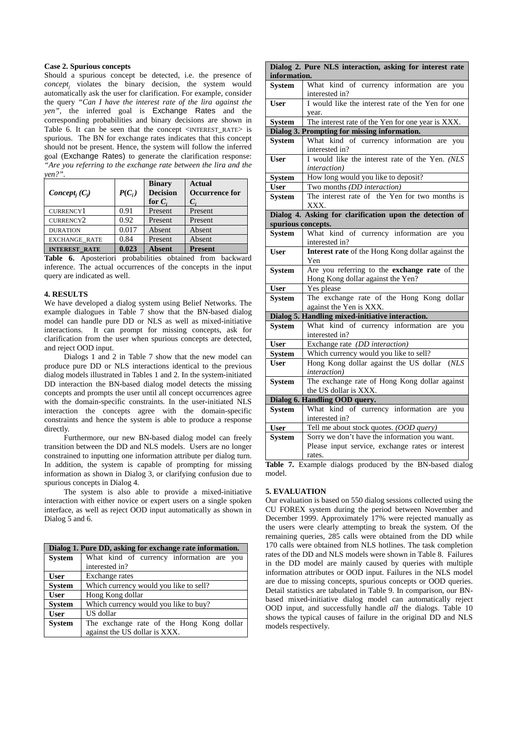**Case 2. Spurious concepts**

Should a spurious concept be detected, i.e. the presence of $concept_j$ violates the binary decision, the system would automatically ask the user for clarification. For example, consider the query *"Can I have the interest rate of the lira against the yen"*, the inferred goal is Exchange Rates and the corresponding probabilities and binary decisions are shown in Table 6. It can be seen that the concept <INTEREST_RATE> is spurious. The BN for exchange rates indicates that this concept should not be present. Hence, the system will follow the inferred goal (Exchange Rates) to generate the clarification response: *"Are you referring to the exchange rate between the lira and the yen?"*.

| $Concept_j$ ($C_j$) | $P(C_j)$ | Binary Decision for $C_j$ | Actual Occurrence for $C_j$ |
|---|---|---|---|
| CURRENCY1 | 0.91 | Present | Present |
| CURRENCY2 | 0.92 | Present | Present |
| DURATION | 0.017 | Absent | Absent |
| EXCHANGE_RATE | 0.84 | Present | Absent |
| **INTEREST_RATE** | **0.023** | **Absent** | **Present** |

**Table 6.** Aposteriori probabilities obtained from backward inference. The actual occurrences of the concepts in the input query are indicated as well.

**4. RESULTS**

We have developed a dialog system using Belief Networks. The example dialogues in Table 7 show that the BN-based dialog model can handle pure DD or NLS as well as mixed-initiative interactions. It can prompt for missing concepts, ask for clarification from the user when spurious concepts are detected, and reject OOD input.

Dialogs 1 and 2 in Table 7 show that the new model can produce pure DD or NLS interactions identical to the previous dialog models illustrated in Tables 1 and 2. In the system-initiated DD interaction the BN-based dialog model detects the missing concepts and prompts the user until all concept occurrences agree with the domain-specific constraints. In the user-initiated NLS interaction the concepts agree with the domain-specific constraints and hence the system is able to produce a response directly.

Furthermore, our new BN-based dialog model can freely transition between the DD and NLS models. Users are no longer constrained to inputting one information attribute per dialog turn. In addition, the system is capable of prompting for missing information as shown in Dialog 3, or clarifying confusion due to spurious concepts in Dialog 4.

The system is also able to provide a mixed-initiative interaction with either novice or expert users on a single spoken interface, as well as reject OOD input automatically as shown in Dialog 5 and 6.

| **Dialog 1. Pure DD, asking for exchange rate information.** | |
|---|---|
| **System** | What kind of currency information are you interested in? |
| **User** | Exchange rates |
| **System** | Which currency would you like to sell? |
| **User** | Hong Kong dollar |
| **System** | Which currency would you like to buy? |
| **User** | US dollar |
| **System** | The exchange rate of the Hong Kong dollar against the US dollar is XXX. |
| **Dialog 2. Pure NLS interaction, asking for interest rate information.** | |
| **System** | What kind of currency information are you interested in? |
| **User** | I would like the interest rate of the Yen for one year. |
| **System** | The interest rate of the Yen for one year is XXX. |
| **Dialog 3. Prompting for missing information.** | |
| **System** | What kind of currency information are you interested in? |
| **User** | I would like the interest rate of the Yen. *(NLS interaction)* |
| **System** | How long would you like to deposit? |
| **User** | Two months *(DD interaction)* |
| **System** | The interest rate of the Yen for two months is XXX. |
| **Dialog 4. Asking for clarification upon the detection of spurious concepts.** | |
| **System** | What kind of currency information are you interested in? |
| **User** | **Interest rate** of the Hong Kong dollar against the Yen |
| **System** | Are you referring to the **exchange rate** of the Hong Kong dollar against the Yen? |
| **User** | Yes please |
| **System** | The exchange rate of the Hong Kong dollar against the Yen is XXX. |
| **Dialog 5. Handling mixed-initiative interaction.** | |
| **System** | What kind of currency information are you interested in? |
| **User** | Exchange rate *(DD interaction)* |
| **System** | Which currency would you like to sell? |
| **User** | Hong Kong dollar against the US dollar *(NLS interaction)* |
| **System** | The exchange rate of Hong Kong dollar against the US dollar is XXX. |
| **Dialog 6. Handling OOD query.** | |
| **System** | What kind of currency information are you interested in? |
| **User** | Tell me about stock quotes. *(OOD query)* |
| **System** | Sorry we don't have the information you want. Please input service, exchange rates or interest rates. |

**Table 7.** Example dialogs produced by the BN-based dialog model.

**5. EVALUATION**

Our evaluation is based on 550 dialog sessions collected using the CU FOREX system during the period between November and December 1999. Approximately 17% were rejected manually as the users were clearly attempting to break the system. Of the remaining queries, 285 calls were obtained from the DD while 170 calls were obtained from NLS hotlines. The task completion rates of the DD and NLS models were shown in Table 8. Failures in the DD model are mainly caused by queries with multiple information attributes or OOD input. Failures in the NLS model are due to missing concepts, spurious concepts or OOD queries. Detail statistics are tabulated in Table 9. In comparison, our BN-based mixed-initiative dialog model can automatically reject OOD input, and successfully handle *all* the dialogs. Table 10 shows the typical causes of failure in the original DD and NLS models respectively.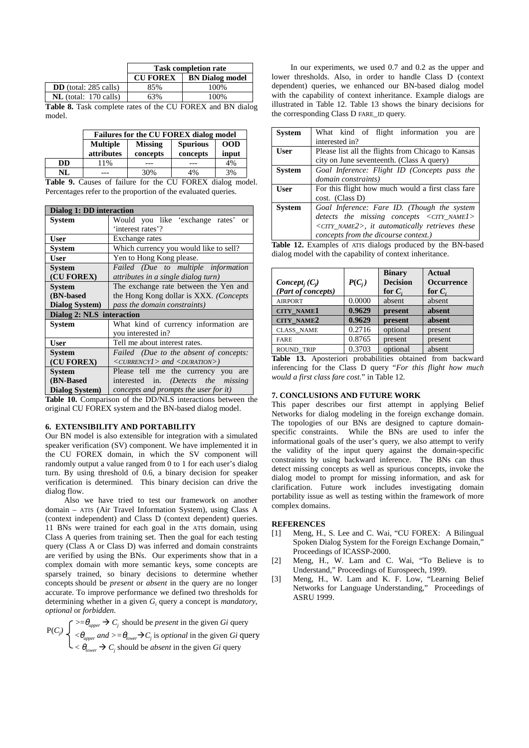|  | Task completion rate |  |
| --- | --- | --- |
|  | CU FOREX | BN Dialog model |
| **DD** (total: 285 calls) | 85% | 100% |
| **NL** (total: 170 calls) | 63% | 100% |

**Table 8.** Task complete rates of the CU FOREX and BN dialog model.

|  | Failures for the CU FOREX dialog model |  |  |  |
| --- | --- | --- | --- | --- |
|  | Multiple attributes | Missing concepts | Spurious concepts | OOD input |
| DD | 11% | --- | --- | 4% |
| NL | --- | 30% | 4% | 3% |

**Table 9.** Causes of failure for the CU FOREX dialog model. Percentages refer to the proportion of the evaluated queries.

| Dialog 1: DD interaction |  |
| --- | --- |
| **System** | Would you like 'exchange rates' or 'interest rates'? |
| **User** | Exchange rates |
| **System** | Which currency you would like to sell? |
| **User** | Yen to Hong Kong please. |
| **System (CU FOREX)** | *Failed (Due to multiple information attributes in a single dialog turn)* |
| **System (BN-based Dialog System)** | The exchange rate between the Yen and the Hong Kong dollar is XXX. *(Concepts pass the domain constraints)* |
| **Dialog 2: NLS interaction** |  |
| **System** | What kind of currency information are you interested in? |
| **User** | Tell me about interest rates. |
| **System (CU FOREX)** | *Failed (Due to the absent of concepts: <CURRENCY1> and <DURATION>)* |
| **System (BN-Based Dialog System)** | Please tell me the currency you are interested in. *(Detects the missing concepts and prompts the user for it)* |

**Table 10.** Comparison of the DD/NLS interactions between the original CU FOREX system and the BN-based dialog model.

## 6. EXTENSIBILITY AND PORTABILITY

Our BN model is also extensible for integration with a simulated speaker verification (SV) component. We have implemented it in the CU FOREX domain, in which the SV component will randomly output a value ranged from 0 to 1 for each user's dialog turn. By using threshold of 0.6, a binary decision for speaker verification is determined. This binary decision can drive the dialog flow.

Also we have tried to test our framework on another domain – ATIS (Air Travel Information System), using Class A (context independent) and Class D (context dependent) queries. 11 BNs were trained for each goal in the ATIS domain, using Class A queries from training set. Then the goal for each testing query (Class A or Class D) was inferred and domain constraints are verified by using the BNs. Our experiments show that in a complex domain with more semantic keys, some concepts are sparsely trained, so binary decisions to determine whether concepts should be *present* or *absent* in the query are no longer accurate. To improve performance we defined two thresholds for determining whether in a given $G_i$ query a concept is *mandatory*, *optional* or *forbidden*.

$$P(C_j)\begin{cases} >=\theta_{upper} \rightarrow C_j \text{ should be } \textit{present} \text{ in the given } Gi \text{ query} \\ <\theta_{upper} \text{ and } >=\theta_{lower} \rightarrow C_j \text{ is } \textit{optional} \text{ in the given } Gi \text{ query} \\ <\theta_{lower} \rightarrow C_j \text{ should be } \textit{absent} \text{ in the given } Gi \text{ query} \end{cases}$$

In our experiments, we used 0.7 and 0.2 as the upper and lower thresholds. Also, in order to handle Class D (context dependent) queries, we enhanced our BN-based dialog model with the capability of context inheritance. Example dialogs are illustrated in Table 12. Table 13 shows the binary decisions for the corresponding Class D FARE_ID query.

|  |  |
| --- | --- |
| **System** | What kind of flight information you are interested in? |
| **User** | Please list all the flights from Chicago to Kansas city on June seventeenth. (Class A query) |
| **System** | *Goal Inference: Flight ID (Concepts pass the domain constraints)* |
| **User** | For this flight how much would a first class fare cost. (Class D) |
| **System** | *Goal Inference: Fare ID. (Though the system detects the missing concepts <CITY_NAME1> <CITY_NAME2>, it automatically retrieves these concepts from the dicourse context.)* |

**Table 12.** Examples of ATIS dialogs produced by the BN-based dialog model with the capability of context inheritance.

| *Concept$_j$ ($C_j$) (Part of concepts)* | $P(C_j)$ | Binary Decision for $C_i$ | Actual Occurrence for $C_i$ |
| --- | --- | --- | --- |
| AIRPORT | 0.0000 | absent | absent |
| **CITY_NAME1** | **0.9629** | **present** | **absent** |
| **CITY_NAME2** | **0.9629** | **present** | **absent** |
| CLASS_NAME | 0.2716 | optional | present |
| FARE | 0.8765 | present | present |
| ROUND_TRIP | 0.3703 | optional | absent |

**Table 13.** Aposteriori probabilities obtained from backward inferencing for the Class D query "*For this flight how much would a first class fare cost.*" in Table 12.

## 7. CONCLUSIONS AND FUTURE WORK

This paper describes our first attempt in applying Belief Networks for dialog modeling in the foreign exchange domain. The topologies of our BNs are designed to capture domain-specific constraints. While the BNs are used to infer the informational goals of the user's query, we also attempt to verify the validity of the input query against the domain-specific constraints by using backward inference. The BNs can thus detect missing concepts as well as spurious concepts, invoke the dialog model to prompt for missing information, and ask for clarification. Future work includes investigating domain portability issue as well as testing within the framework of more complex domains.

## REFERENCES

[1] Meng, H., S. Lee and C. Wai, "CU FOREX: A Bilingual Spoken Dialog System for the Foreign Exchange Domain," Proceedings of ICASSP-2000.

[2] Meng, H., W. Lam and C. Wai, "To Believe is to Understand," Proceedings of Eurospeech, 1999.

[3] Meng, H., W. Lam and K. F. Low, "Learning Belief Networks for Language Understanding," Proceedings of ASRU 1999.